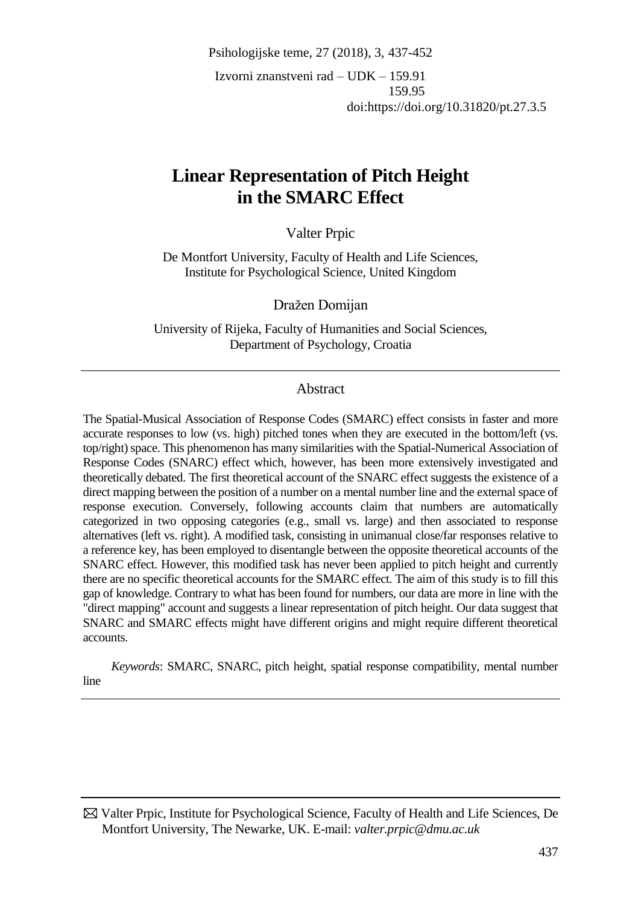Izvorni znanstveni rad – UDK – 159.91
159.95
doi:https://doi.org/10.31820/pt.27.3.5

# Linear Representation of Pitch Height in the SMARC Effect

Valter Prpic

De Montfort University, Faculty of Health and Life Sciences, Institute for Psychological Science, United Kingdom

Dražen Domijan

University of Rijeka, Faculty of Humanities and Social Sciences, Department of Psychology, Croatia

## Abstract

The Spatial-Musical Association of Response Codes (SMARC) effect consists in faster and more accurate responses to low (vs. high) pitched tones when they are executed in the bottom/left (vs. top/right) space. This phenomenon has many similarities with the Spatial-Numerical Association of Response Codes (SNARC) effect which, however, has been more extensively investigated and theoretically debated. The first theoretical account of the SNARC effect suggests the existence of a direct mapping between the position of a number on a mental number line and the external space of response execution. Conversely, following accounts claim that numbers are automatically categorized in two opposing categories (e.g., small vs. large) and then associated to response alternatives (left vs. right). A modified task, consisting in unimanual close/far responses relative to a reference key, has been employed to disentangle between the opposite theoretical accounts of the SNARC effect. However, this modified task has never been applied to pitch height and currently there are no specific theoretical accounts for the SMARC effect. The aim of this study is to fill this gap of knowledge. Contrary to what has been found for numbers, our data are more in line with the "direct mapping" account and suggests a linear representation of pitch height. Our data suggest that SNARC and SMARC effects might have different origins and might require different theoretical accounts.

*Keywords*: SMARC, SNARC, pitch height, spatial response compatibility, mental number line

---

✉ Valter Prpic, Institute for Psychological Science, Faculty of Health and Life Sciences, De Montfort University, The Newarke, UK. E-mail: *valter.prpic@dmu.ac.uk*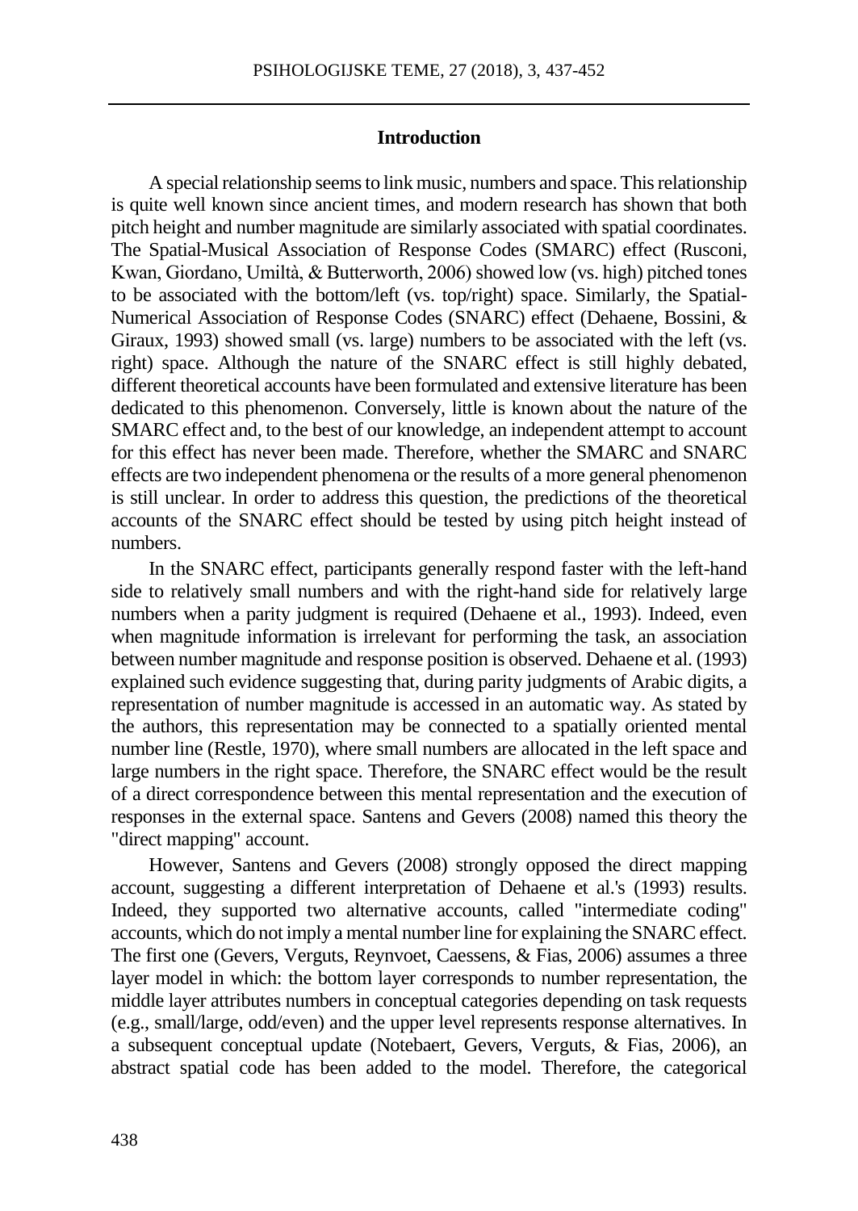## Introduction

A special relationship seems to link music, numbers and space. This relationship is quite well known since ancient times, and modern research has shown that both pitch height and number magnitude are similarly associated with spatial coordinates. The Spatial-Musical Association of Response Codes (SMARC) effect (Rusconi, Kwan, Giordano, Umiltà, & Butterworth, 2006) showed low (vs. high) pitched tones to be associated with the bottom/left (vs. top/right) space. Similarly, the Spatial-Numerical Association of Response Codes (SNARC) effect (Dehaene, Bossini, & Giraux, 1993) showed small (vs. large) numbers to be associated with the left (vs. right) space. Although the nature of the SNARC effect is still highly debated, different theoretical accounts have been formulated and extensive literature has been dedicated to this phenomenon. Conversely, little is known about the nature of the SMARC effect and, to the best of our knowledge, an independent attempt to account for this effect has never been made. Therefore, whether the SMARC and SNARC effects are two independent phenomena or the results of a more general phenomenon is still unclear. In order to address this question, the predictions of the theoretical accounts of the SNARC effect should be tested by using pitch height instead of numbers.

In the SNARC effect, participants generally respond faster with the left-hand side to relatively small numbers and with the right-hand side for relatively large numbers when a parity judgment is required (Dehaene et al., 1993). Indeed, even when magnitude information is irrelevant for performing the task, an association between number magnitude and response position is observed. Dehaene et al. (1993) explained such evidence suggesting that, during parity judgments of Arabic digits, a representation of number magnitude is accessed in an automatic way. As stated by the authors, this representation may be connected to a spatially oriented mental number line (Restle, 1970), where small numbers are allocated in the left space and large numbers in the right space. Therefore, the SNARC effect would be the result of a direct correspondence between this mental representation and the execution of responses in the external space. Santens and Gevers (2008) named this theory the "direct mapping" account.

However, Santens and Gevers (2008) strongly opposed the direct mapping account, suggesting a different interpretation of Dehaene et al.'s (1993) results. Indeed, they supported two alternative accounts, called "intermediate coding" accounts, which do not imply a mental number line for explaining the SNARC effect. The first one (Gevers, Verguts, Reynvoet, Caessens, & Fias, 2006) assumes a three layer model in which: the bottom layer corresponds to number representation, the middle layer attributes numbers in conceptual categories depending on task requests (e.g., small/large, odd/even) and the upper level represents response alternatives. In a subsequent conceptual update (Notebaert, Gevers, Verguts, & Fias, 2006), an abstract spatial code has been added to the model. Therefore, the categorical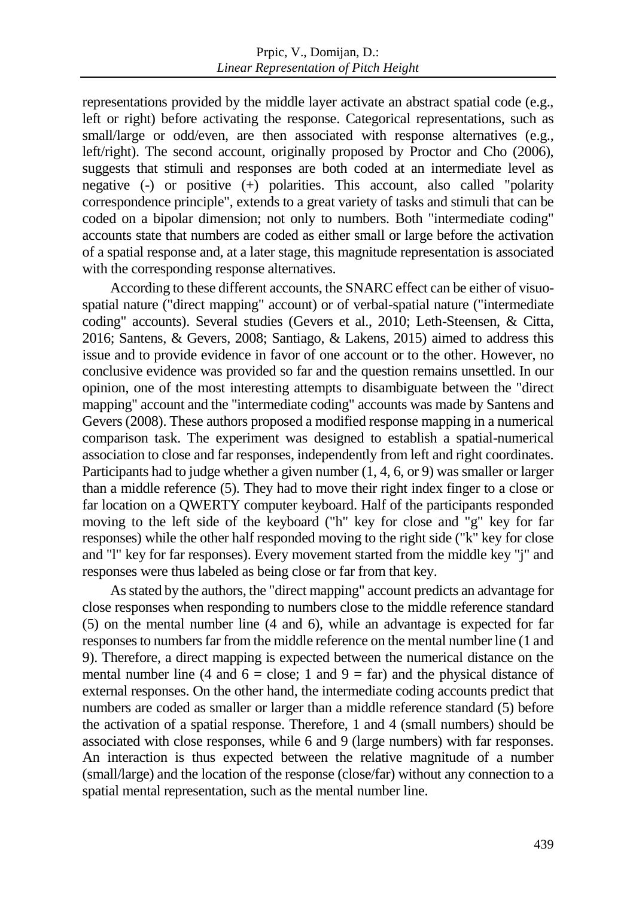representations provided by the middle layer activate an abstract spatial code (e.g., left or right) before activating the response. Categorical representations, such as small/large or odd/even, are then associated with response alternatives (e.g., left/right). The second account, originally proposed by Proctor and Cho (2006), suggests that stimuli and responses are both coded at an intermediate level as negative (-) or positive (+) polarities. This account, also called "polarity correspondence principle", extends to a great variety of tasks and stimuli that can be coded on a bipolar dimension; not only to numbers. Both "intermediate coding" accounts state that numbers are coded as either small or large before the activation of a spatial response and, at a later stage, this magnitude representation is associated with the corresponding response alternatives.

According to these different accounts, the SNARC effect can be either of visuo-spatial nature ("direct mapping" account) or of verbal-spatial nature ("intermediate coding" accounts). Several studies (Gevers et al., 2010; Leth-Steensen, & Citta, 2016; Santens, & Gevers, 2008; Santiago, & Lakens, 2015) aimed to address this issue and to provide evidence in favor of one account or to the other. However, no conclusive evidence was provided so far and the question remains unsettled. In our opinion, one of the most interesting attempts to disambiguate between the "direct mapping" account and the "intermediate coding" accounts was made by Santens and Gevers (2008). These authors proposed a modified response mapping in a numerical comparison task. The experiment was designed to establish a spatial-numerical association to close and far responses, independently from left and right coordinates. Participants had to judge whether a given number (1, 4, 6, or 9) was smaller or larger than a middle reference (5). They had to move their right index finger to a close or far location on a QWERTY computer keyboard. Half of the participants responded moving to the left side of the keyboard ("h" key for close and "g" key for far responses) while the other half responded moving to the right side ("k" key for close and "l" key for far responses). Every movement started from the middle key "j" and responses were thus labeled as being close or far from that key.

As stated by the authors, the "direct mapping" account predicts an advantage for close responses when responding to numbers close to the middle reference standard (5) on the mental number line (4 and 6), while an advantage is expected for far responses to numbers far from the middle reference on the mental number line (1 and 9). Therefore, a direct mapping is expected between the numerical distance on the mental number line (4 and 6 = close; 1 and 9 = far) and the physical distance of external responses. On the other hand, the intermediate coding accounts predict that numbers are coded as smaller or larger than a middle reference standard (5) before the activation of a spatial response. Therefore, 1 and 4 (small numbers) should be associated with close responses, while 6 and 9 (large numbers) with far responses. An interaction is thus expected between the relative magnitude of a number (small/large) and the location of the response (close/far) without any connection to a spatial mental representation, such as the mental number line.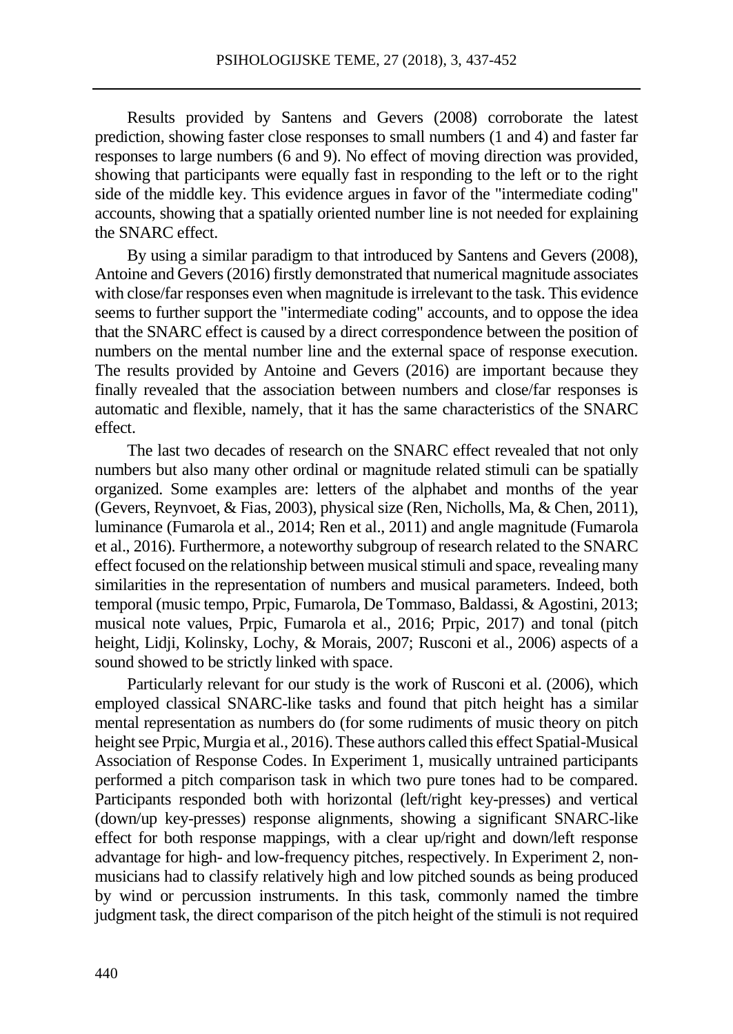Results provided by Santens and Gevers (2008) corroborate the latest prediction, showing faster close responses to small numbers (1 and 4) and faster far responses to large numbers (6 and 9). No effect of moving direction was provided, showing that participants were equally fast in responding to the left or to the right side of the middle key. This evidence argues in favor of the "intermediate coding" accounts, showing that a spatially oriented number line is not needed for explaining the SNARC effect.

By using a similar paradigm to that introduced by Santens and Gevers (2008), Antoine and Gevers (2016) firstly demonstrated that numerical magnitude associates with close/far responses even when magnitude is irrelevant to the task. This evidence seems to further support the "intermediate coding" accounts, and to oppose the idea that the SNARC effect is caused by a direct correspondence between the position of numbers on the mental number line and the external space of response execution. The results provided by Antoine and Gevers (2016) are important because they finally revealed that the association between numbers and close/far responses is automatic and flexible, namely, that it has the same characteristics of the SNARC effect.

The last two decades of research on the SNARC effect revealed that not only numbers but also many other ordinal or magnitude related stimuli can be spatially organized. Some examples are: letters of the alphabet and months of the year (Gevers, Reynvoet, & Fias, 2003), physical size (Ren, Nicholls, Ma, & Chen, 2011), luminance (Fumarola et al., 2014; Ren et al., 2011) and angle magnitude (Fumarola et al., 2016). Furthermore, a noteworthy subgroup of research related to the SNARC effect focused on the relationship between musical stimuli and space, revealing many similarities in the representation of numbers and musical parameters. Indeed, both temporal (music tempo, Prpic, Fumarola, De Tommaso, Baldassi, & Agostini, 2013; musical note values, Prpic, Fumarola et al., 2016; Prpic, 2017) and tonal (pitch height, Lidji, Kolinsky, Lochy, & Morais, 2007; Rusconi et al., 2006) aspects of a sound showed to be strictly linked with space.

Particularly relevant for our study is the work of Rusconi et al. (2006), which employed classical SNARC-like tasks and found that pitch height has a similar mental representation as numbers do (for some rudiments of music theory on pitch height see Prpic, Murgia et al., 2016). These authors called this effect Spatial-Musical Association of Response Codes. In Experiment 1, musically untrained participants performed a pitch comparison task in which two pure tones had to be compared. Participants responded both with horizontal (left/right key-presses) and vertical (down/up key-presses) response alignments, showing a significant SNARC-like effect for both response mappings, with a clear up/right and down/left response advantage for high- and low-frequency pitches, respectively. In Experiment 2, non-musicians had to classify relatively high and low pitched sounds as being produced by wind or percussion instruments. In this task, commonly named the timbre judgment task, the direct comparison of the pitch height of the stimuli is not required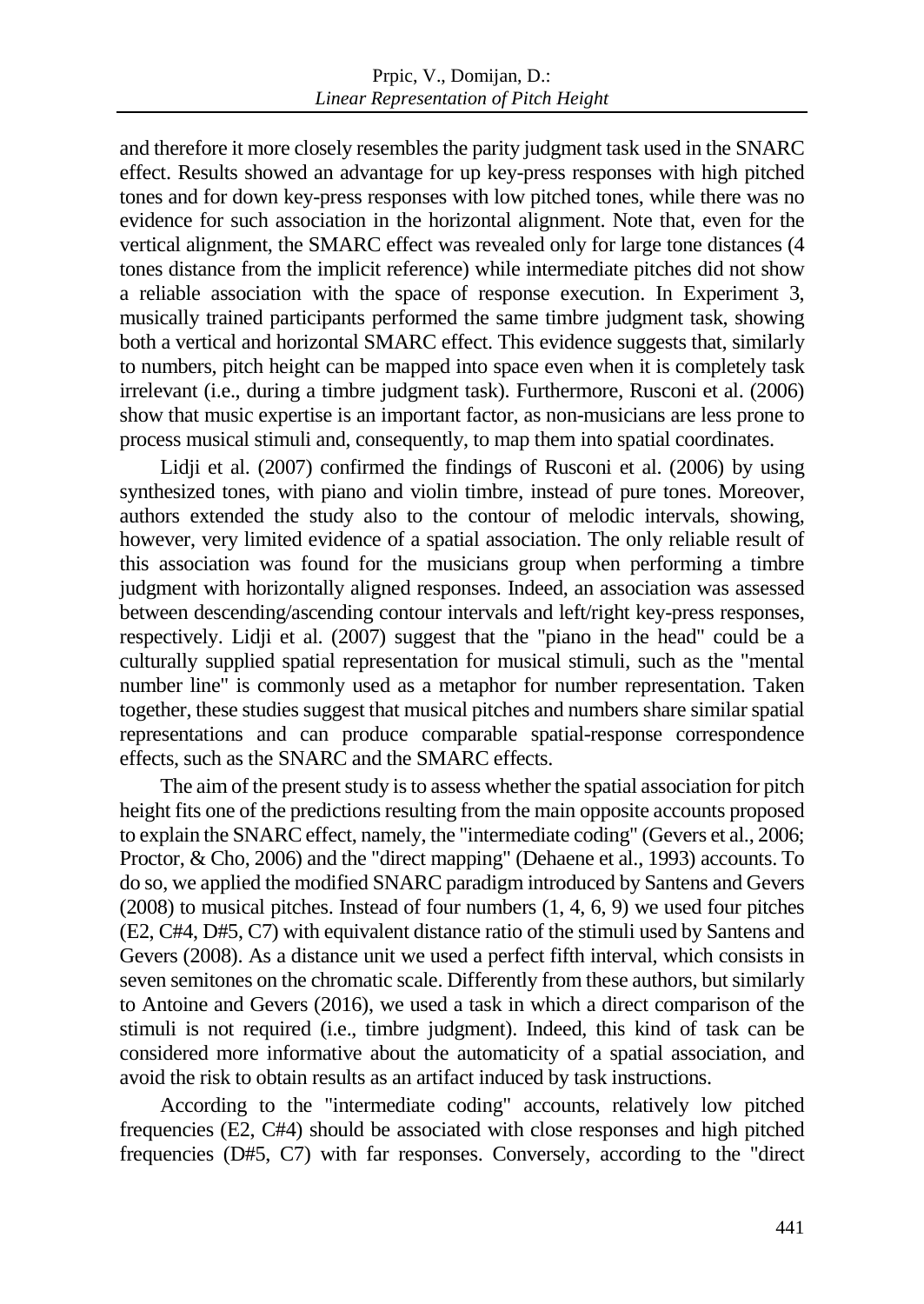and therefore it more closely resembles the parity judgment task used in the SNARC effect. Results showed an advantage for up key-press responses with high pitched tones and for down key-press responses with low pitched tones, while there was no evidence for such association in the horizontal alignment. Note that, even for the vertical alignment, the SMARC effect was revealed only for large tone distances (4 tones distance from the implicit reference) while intermediate pitches did not show a reliable association with the space of response execution. In Experiment 3, musically trained participants performed the same timbre judgment task, showing both a vertical and horizontal SMARC effect. This evidence suggests that, similarly to numbers, pitch height can be mapped into space even when it is completely task irrelevant (i.e., during a timbre judgment task). Furthermore, Rusconi et al. (2006) show that music expertise is an important factor, as non-musicians are less prone to process musical stimuli and, consequently, to map them into spatial coordinates.

Lidji et al. (2007) confirmed the findings of Rusconi et al. (2006) by using synthesized tones, with piano and violin timbre, instead of pure tones. Moreover, authors extended the study also to the contour of melodic intervals, showing, however, very limited evidence of a spatial association. The only reliable result of this association was found for the musicians group when performing a timbre judgment with horizontally aligned responses. Indeed, an association was assessed between descending/ascending contour intervals and left/right key-press responses, respectively. Lidji et al. (2007) suggest that the "piano in the head" could be a culturally supplied spatial representation for musical stimuli, such as the "mental number line" is commonly used as a metaphor for number representation. Taken together, these studies suggest that musical pitches and numbers share similar spatial representations and can produce comparable spatial-response correspondence effects, such as the SNARC and the SMARC effects.

The aim of the present study is to assess whether the spatial association for pitch height fits one of the predictions resulting from the main opposite accounts proposed to explain the SNARC effect, namely, the "intermediate coding" (Gevers et al., 2006; Proctor, & Cho, 2006) and the "direct mapping" (Dehaene et al., 1993) accounts. To do so, we applied the modified SNARC paradigm introduced by Santens and Gevers (2008) to musical pitches. Instead of four numbers (1, 4, 6, 9) we used four pitches (E2, C#4, D#5, C7) with equivalent distance ratio of the stimuli used by Santens and Gevers (2008). As a distance unit we used a perfect fifth interval, which consists in seven semitones on the chromatic scale. Differently from these authors, but similarly to Antoine and Gevers (2016), we used a task in which a direct comparison of the stimuli is not required (i.e., timbre judgment). Indeed, this kind of task can be considered more informative about the automaticity of a spatial association, and avoid the risk to obtain results as an artifact induced by task instructions.

According to the "intermediate coding" accounts, relatively low pitched frequencies (E2, C#4) should be associated with close responses and high pitched frequencies (D#5, C7) with far responses. Conversely, according to the "direct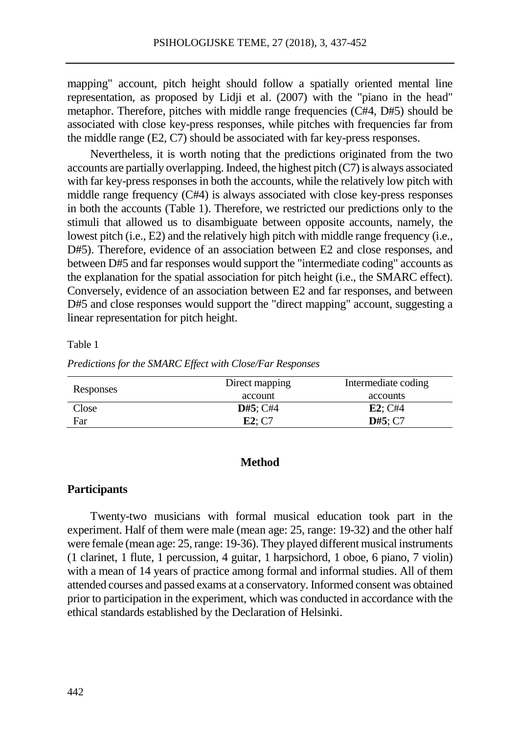mapping" account, pitch height should follow a spatially oriented mental line representation, as proposed by Lidji et al. (2007) with the "piano in the head" metaphor. Therefore, pitches with middle range frequencies (C#4, D#5) should be associated with close key-press responses, while pitches with frequencies far from the middle range (E2, C7) should be associated with far key-press responses.

Nevertheless, it is worth noting that the predictions originated from the two accounts are partially overlapping. Indeed, the highest pitch (C7) is always associated with far key-press responses in both the accounts, while the relatively low pitch with middle range frequency (C#4) is always associated with close key-press responses in both the accounts (Table 1). Therefore, we restricted our predictions only to the stimuli that allowed us to disambiguate between opposite accounts, namely, the lowest pitch (i.e., E2) and the relatively high pitch with middle range frequency (i.e., D#5). Therefore, evidence of an association between E2 and close responses, and between D#5 and far responses would support the "intermediate coding" accounts as the explanation for the spatial association for pitch height (i.e., the SMARC effect). Conversely, evidence of an association between E2 and far responses, and between D#5 and close responses would support the "direct mapping" account, suggesting a linear representation for pitch height.

Table 1

*Predictions for the SMARC Effect with Close/Far Responses*

| Responses | Direct mapping account | Intermediate coding accounts |
|---|---|---|
| Close | **D#5**; C#4 | **E2**; C#4 |
| Far | **E2**; C7 | **D#5**; C7 |

## Method

### Participants

Twenty-two musicians with formal musical education took part in the experiment. Half of them were male (mean age: 25, range: 19-32) and the other half were female (mean age: 25, range: 19-36). They played different musical instruments (1 clarinet, 1 flute, 1 percussion, 4 guitar, 1 harpsichord, 1 oboe, 6 piano, 7 violin) with a mean of 14 years of practice among formal and informal studies. All of them attended courses and passed exams at a conservatory. Informed consent was obtained prior to participation in the experiment, which was conducted in accordance with the ethical standards established by the Declaration of Helsinki.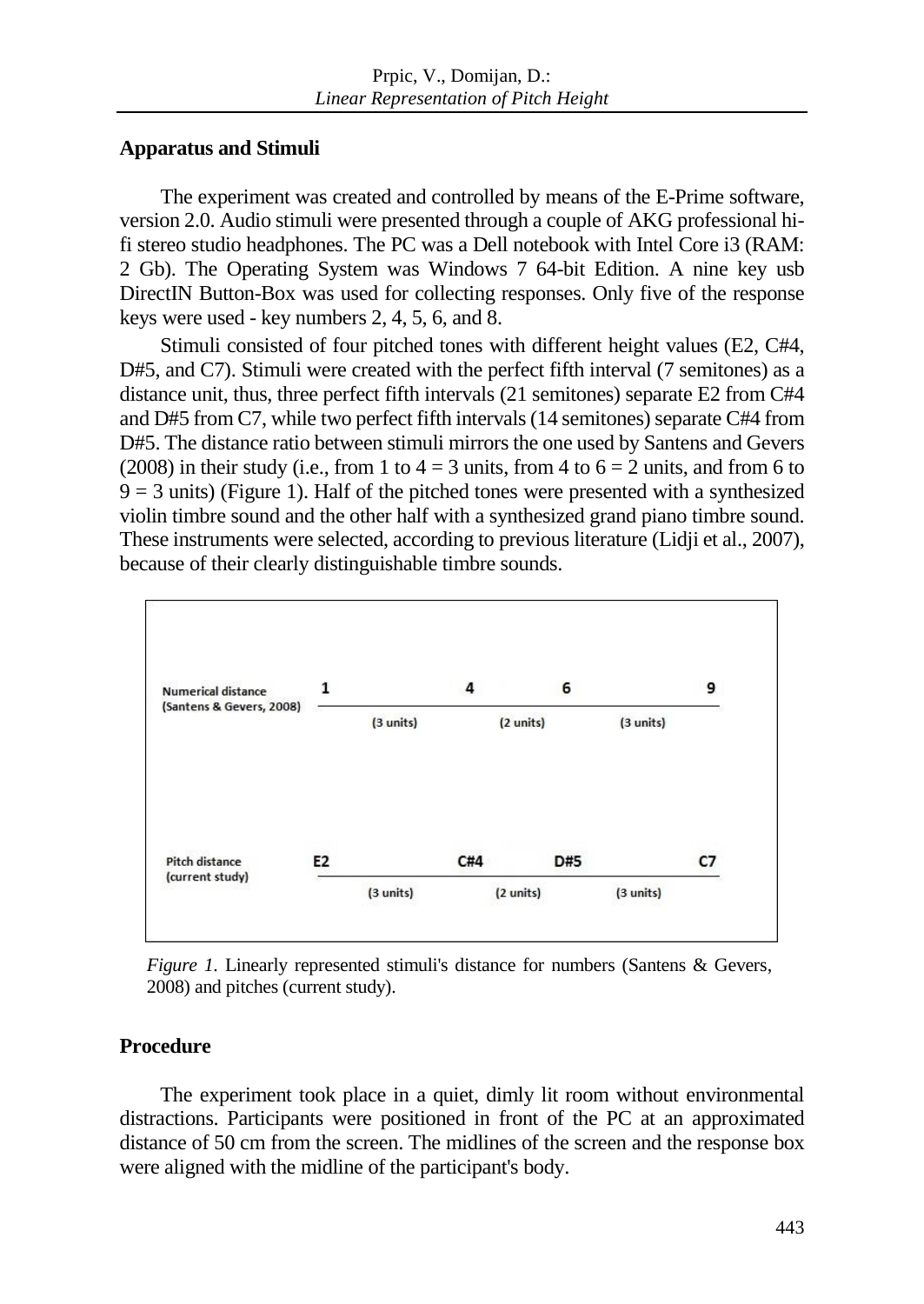## Apparatus and Stimuli

The experiment was created and controlled by means of the E-Prime software, version 2.0. Audio stimuli were presented through a couple of AKG professional hi-fi stereo studio headphones. The PC was a Dell notebook with Intel Core i3 (RAM: 2 Gb). The Operating System was Windows 7 64-bit Edition. A nine key usb DirectIN Button-Box was used for collecting responses. Only five of the response keys were used - key numbers 2, 4, 5, 6, and 8.

Stimuli consisted of four pitched tones with different height values (E2, C#4, D#5, and C7). Stimuli were created with the perfect fifth interval (7 semitones) as a distance unit, thus, three perfect fifth intervals (21 semitones) separate E2 from C#4 and D#5 from C7, while two perfect fifth intervals (14 semitones) separate C#4 from D#5. The distance ratio between stimuli mirrors the one used by Santens and Gevers (2008) in their study (i.e., from 1 to 4 = 3 units, from 4 to 6 = 2 units, and from 6 to 9 = 3 units) (Figure 1). Half of the pitched tones were presented with a synthesized violin timbre sound and the other half with a synthesized grand piano timbre sound. These instruments were selected, according to previous literature (Lidji et al., 2007), because of their clearly distinguishable timbre sounds.

| | | | | |
|---|---|---|---|---|
| Numerical distance (Santens & Gevers, 2008) | 1 | 4 | 6 | 9 |
| | (3 units) | (2 units) | (3 units) | |
| Pitch distance (current study) | E2 | C#4 | D#5 | C7 |
| | (3 units) | (2 units) | (3 units) | |

*Figure 1*. Linearly represented stimuli's distance for numbers (Santens & Gevers, 2008) and pitches (current study).

## Procedure

The experiment took place in a quiet, dimly lit room without environmental distractions. Participants were positioned in front of the PC at an approximated distance of 50 cm from the screen. The midlines of the screen and the response box were aligned with the midline of the participant's body.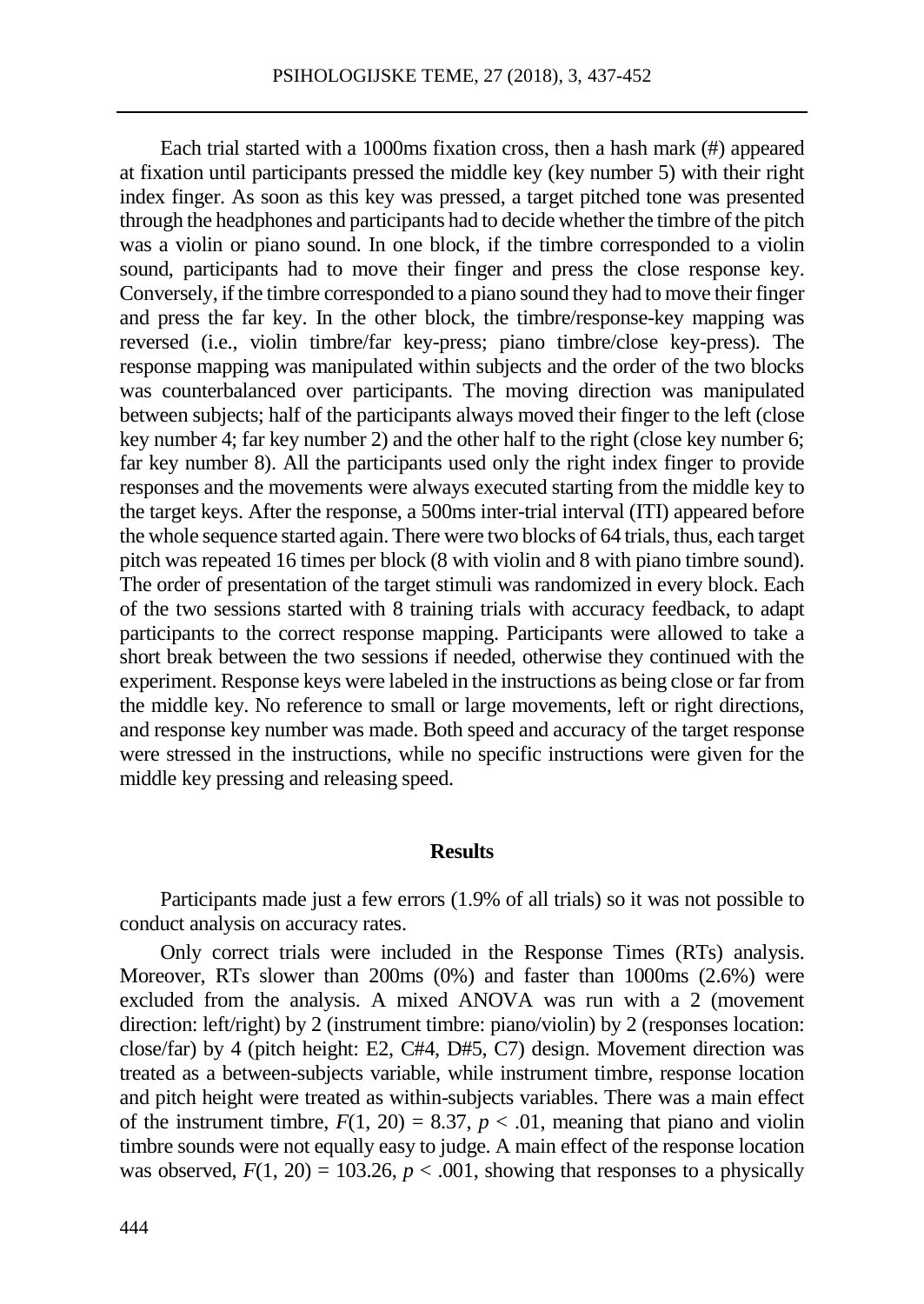Each trial started with a 1000ms fixation cross, then a hash mark (#) appeared at fixation until participants pressed the middle key (key number 5) with their right index finger. As soon as this key was pressed, a target pitched tone was presented through the headphones and participants had to decide whether the timbre of the pitch was a violin or piano sound. In one block, if the timbre corresponded to a violin sound, participants had to move their finger and press the close response key. Conversely, if the timbre corresponded to a piano sound they had to move their finger and press the far key. In the other block, the timbre/response-key mapping was reversed (i.e., violin timbre/far key-press; piano timbre/close key-press). The response mapping was manipulated within subjects and the order of the two blocks was counterbalanced over participants. The moving direction was manipulated between subjects; half of the participants always moved their finger to the left (close key number 4; far key number 2) and the other half to the right (close key number 6; far key number 8). All the participants used only the right index finger to provide responses and the movements were always executed starting from the middle key to the target keys. After the response, a 500ms inter-trial interval (ITI) appeared before the whole sequence started again. There were two blocks of 64 trials, thus, each target pitch was repeated 16 times per block (8 with violin and 8 with piano timbre sound). The order of presentation of the target stimuli was randomized in every block. Each of the two sessions started with 8 training trials with accuracy feedback, to adapt participants to the correct response mapping. Participants were allowed to take a short break between the two sessions if needed, otherwise they continued with the experiment. Response keys were labeled in the instructions as being close or far from the middle key. No reference to small or large movements, left or right directions, and response key number was made. Both speed and accuracy of the target response were stressed in the instructions, while no specific instructions were given for the middle key pressing and releasing speed.

## Results

Participants made just a few errors (1.9% of all trials) so it was not possible to conduct analysis on accuracy rates.

Only correct trials were included in the Response Times (RTs) analysis. Moreover, RTs slower than 200ms (0%) and faster than 1000ms (2.6%) were excluded from the analysis. A mixed ANOVA was run with a 2 (movement direction: left/right) by 2 (instrument timbre: piano/violin) by 2 (responses location: close/far) by 4 (pitch height: E2, C#4, D#5, C7) design. Movement direction was treated as a between-subjects variable, while instrument timbre, response location and pitch height were treated as within-subjects variables. There was a main effect of the instrument timbre, $F(1, 20) = 8.37$, $p < .01$, meaning that piano and violin timbre sounds were not equally easy to judge. A main effect of the response location was observed, $F(1, 20) = 103.26$, $p < .001$, showing that responses to a physically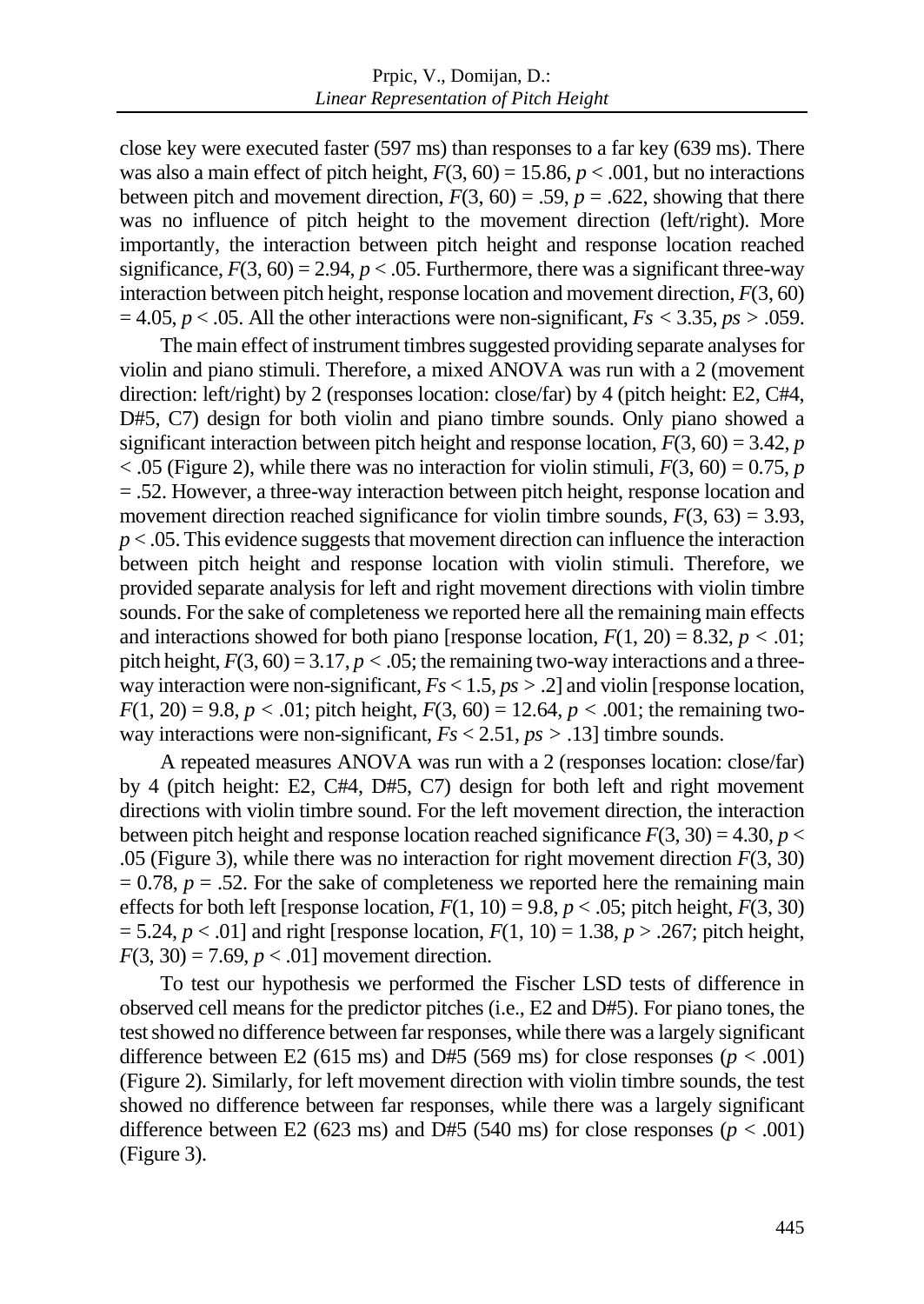close key were executed faster (597 ms) than responses to a far key (639 ms). There was also a main effect of pitch height, $F(3, 60) = 15.86$, $p < .001$, but no interactions between pitch and movement direction, $F(3, 60) = .59$, $p = .622$, showing that there was no influence of pitch height to the movement direction (left/right). More importantly, the interaction between pitch height and response location reached significance, $F(3, 60) = 2.94$, $p < .05$. Furthermore, there was a significant three-way interaction between pitch height, response location and movement direction, $F(3, 60) = 4.05$, $p < .05$. All the other interactions were non-significant, $Fs < 3.35$, $ps > .059$.

The main effect of instrument timbres suggested providing separate analyses for violin and piano stimuli. Therefore, a mixed ANOVA was run with a 2 (movement direction: left/right) by 2 (responses location: close/far) by 4 (pitch height: E2, C#4, D#5, C7) design for both violin and piano timbre sounds. Only piano showed a significant interaction between pitch height and response location, $F(3, 60) = 3.42$, $p < .05$ (Figure 2), while there was no interaction for violin stimuli, $F(3, 60) = 0.75$, $p = .52$. However, a three-way interaction between pitch height, response location and movement direction reached significance for violin timbre sounds, $F(3, 63) = 3.93$, $p < .05$. This evidence suggests that movement direction can influence the interaction between pitch height and response location with violin stimuli. Therefore, we provided separate analysis for left and right movement directions with violin timbre sounds. For the sake of completeness we reported here all the remaining main effects and interactions showed for both piano [response location, $F(1, 20) = 8.32$, $p < .01$; pitch height, $F(3, 60) = 3.17$, $p < .05$; the remaining two-way interactions and a three-way interaction were non-significant, $Fs < 1.5$, $ps > .2$] and violin [response location, $F(1, 20) = 9.8$, $p < .01$; pitch height, $F(3, 60) = 12.64$, $p < .001$; the remaining two-way interactions were non-significant, $Fs < 2.51$, $ps > .13$] timbre sounds.

A repeated measures ANOVA was run with a 2 (responses location: close/far) by 4 (pitch height: E2, C#4, D#5, C7) design for both left and right movement directions with violin timbre sound. For the left movement direction, the interaction between pitch height and response location reached significance $F(3, 30) = 4.30$, $p < .05$ (Figure 3), while there was no interaction for right movement direction $F(3, 30) = 0.78$, $p = .52$. For the sake of completeness we reported here the remaining main effects for both left [response location, $F(1, 10) = 9.8$, $p < .05$; pitch height, $F(3, 30) = 5.24$, $p < .01$] and right [response location, $F(1, 10) = 1.38$, $p > .267$; pitch height, $F(3, 30) = 7.69$, $p < .01$] movement direction.

To test our hypothesis we performed the Fischer LSD tests of difference in observed cell means for the predictor pitches (i.e., E2 and D#5). For piano tones, the test showed no difference between far responses, while there was a largely significant difference between E2 (615 ms) and D#5 (569 ms) for close responses ($p < .001$) (Figure 2). Similarly, for left movement direction with violin timbre sounds, the test showed no difference between far responses, while there was a largely significant difference between E2 (623 ms) and D#5 (540 ms) for close responses ($p < .001$) (Figure 3).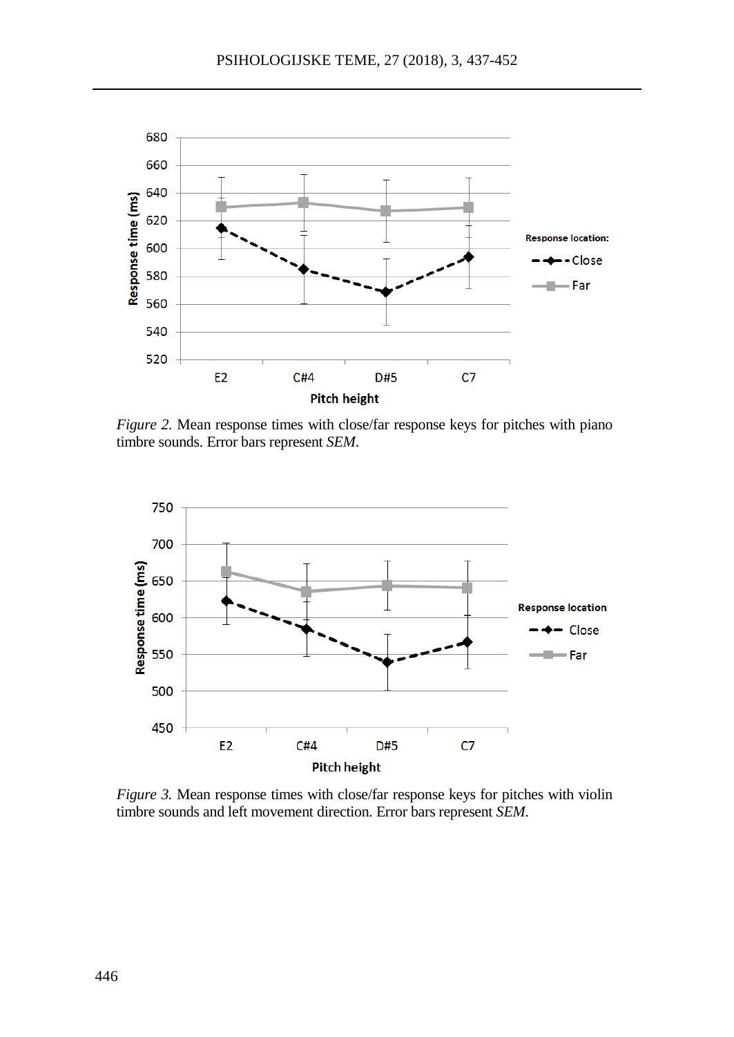*Figure 2.* Mean response times with close/far response keys for pitches with piano timbre sounds. Error bars represent *SEM*.

*Figure 3.* Mean response times with close/far response keys for pitches with violin timbre sounds and left movement direction. Error bars represent *SEM*.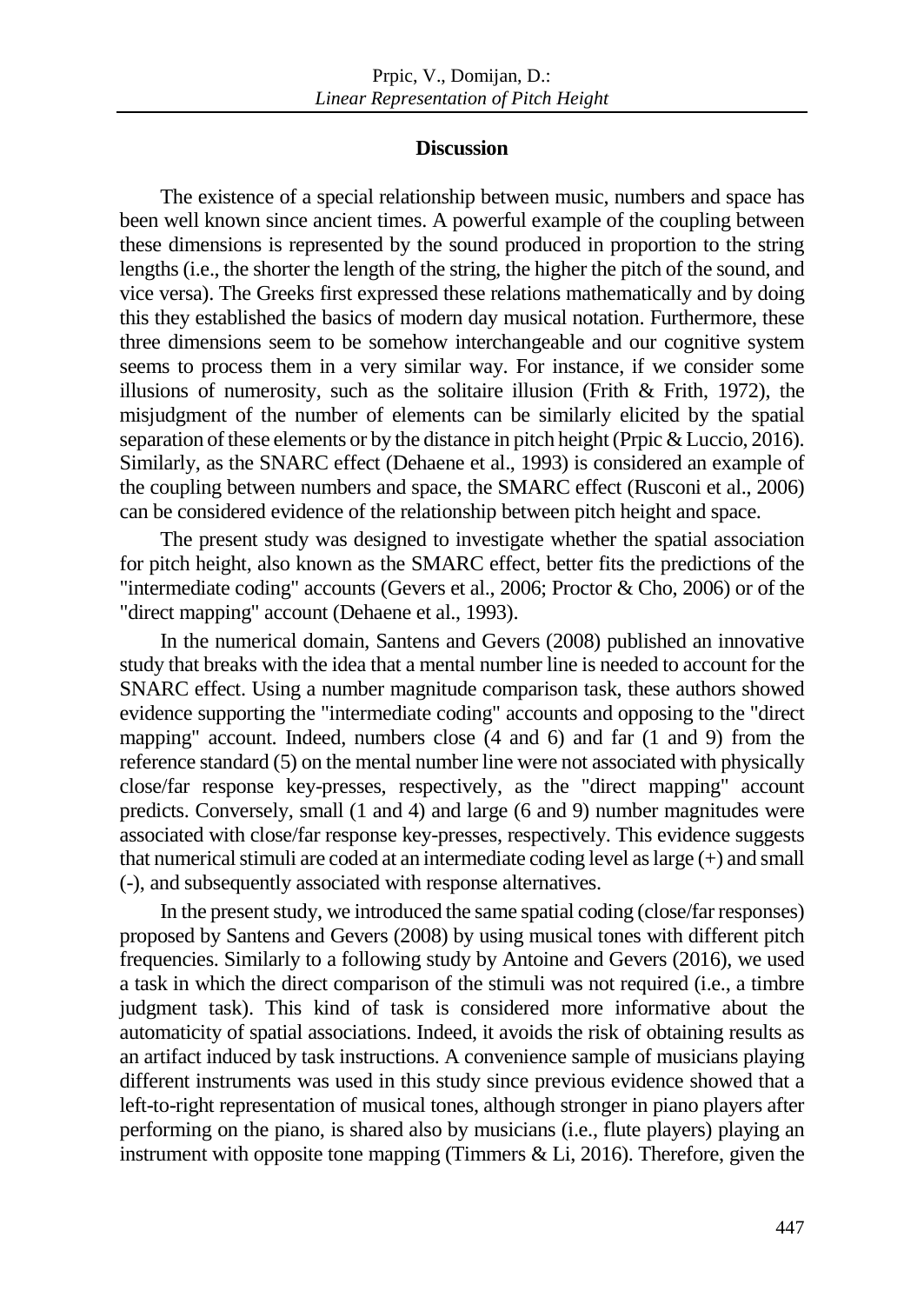## Discussion

The existence of a special relationship between music, numbers and space has been well known since ancient times. A powerful example of the coupling between these dimensions is represented by the sound produced in proportion to the string lengths (i.e., the shorter the length of the string, the higher the pitch of the sound, and vice versa). The Greeks first expressed these relations mathematically and by doing this they established the basics of modern day musical notation. Furthermore, these three dimensions seem to be somehow interchangeable and our cognitive system seems to process them in a very similar way. For instance, if we consider some illusions of numerosity, such as the solitaire illusion (Frith & Frith, 1972), the misjudgment of the number of elements can be similarly elicited by the spatial separation of these elements or by the distance in pitch height (Prpic & Luccio, 2016). Similarly, as the SNARC effect (Dehaene et al., 1993) is considered an example of the coupling between numbers and space, the SMARC effect (Rusconi et al., 2006) can be considered evidence of the relationship between pitch height and space.

The present study was designed to investigate whether the spatial association for pitch height, also known as the SMARC effect, better fits the predictions of the "intermediate coding" accounts (Gevers et al., 2006; Proctor & Cho, 2006) or of the "direct mapping" account (Dehaene et al., 1993).

In the numerical domain, Santens and Gevers (2008) published an innovative study that breaks with the idea that a mental number line is needed to account for the SNARC effect. Using a number magnitude comparison task, these authors showed evidence supporting the "intermediate coding" accounts and opposing to the "direct mapping" account. Indeed, numbers close (4 and 6) and far (1 and 9) from the reference standard (5) on the mental number line were not associated with physically close/far response key-presses, respectively, as the "direct mapping" account predicts. Conversely, small (1 and 4) and large (6 and 9) number magnitudes were associated with close/far response key-presses, respectively. This evidence suggests that numerical stimuli are coded at an intermediate coding level as large (+) and small (-), and subsequently associated with response alternatives.

In the present study, we introduced the same spatial coding (close/far responses) proposed by Santens and Gevers (2008) by using musical tones with different pitch frequencies. Similarly to a following study by Antoine and Gevers (2016), we used a task in which the direct comparison of the stimuli was not required (i.e., a timbre judgment task). This kind of task is considered more informative about the automaticity of spatial associations. Indeed, it avoids the risk of obtaining results as an artifact induced by task instructions. A convenience sample of musicians playing different instruments was used in this study since previous evidence showed that a left-to-right representation of musical tones, although stronger in piano players after performing on the piano, is shared also by musicians (i.e., flute players) playing an instrument with opposite tone mapping (Timmers & Li, 2016). Therefore, given the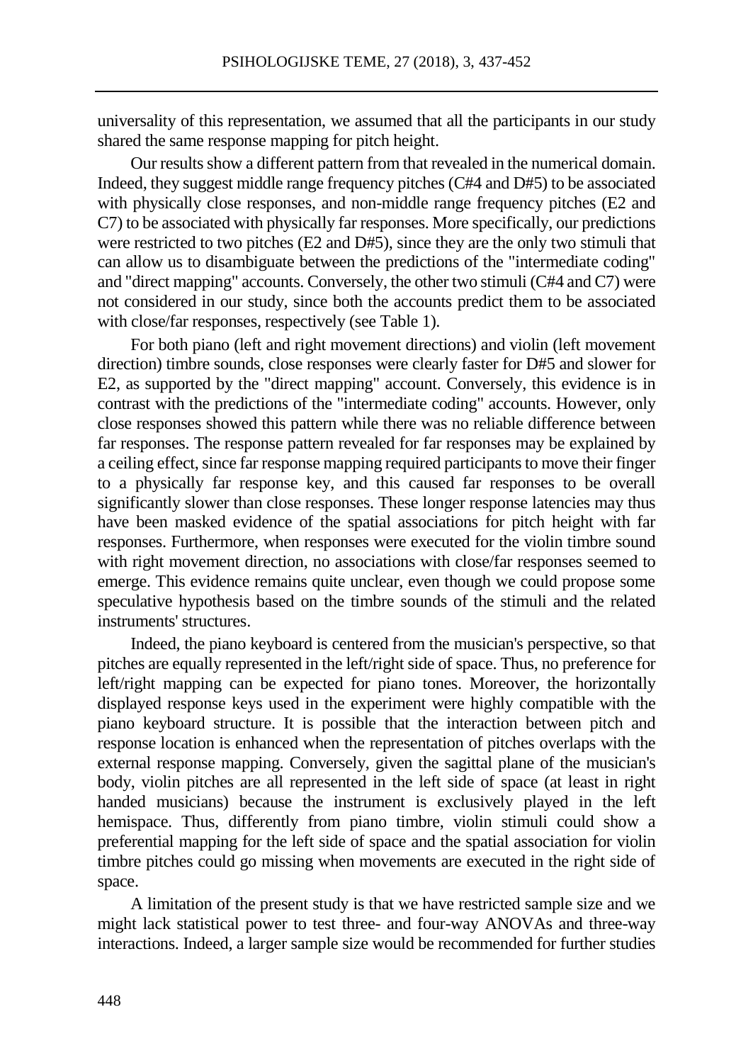universality of this representation, we assumed that all the participants in our study shared the same response mapping for pitch height.

Our results show a different pattern from that revealed in the numerical domain. Indeed, they suggest middle range frequency pitches (C#4 and D#5) to be associated with physically close responses, and non-middle range frequency pitches (E2 and C7) to be associated with physically far responses. More specifically, our predictions were restricted to two pitches (E2 and D#5), since they are the only two stimuli that can allow us to disambiguate between the predictions of the "intermediate coding" and "direct mapping" accounts. Conversely, the other two stimuli (C#4 and C7) were not considered in our study, since both the accounts predict them to be associated with close/far responses, respectively (see Table 1).

For both piano (left and right movement directions) and violin (left movement direction) timbre sounds, close responses were clearly faster for D#5 and slower for E2, as supported by the "direct mapping" account. Conversely, this evidence is in contrast with the predictions of the "intermediate coding" accounts. However, only close responses showed this pattern while there was no reliable difference between far responses. The response pattern revealed for far responses may be explained by a ceiling effect, since far response mapping required participants to move their finger to a physically far response key, and this caused far responses to be overall significantly slower than close responses. These longer response latencies may thus have been masked evidence of the spatial associations for pitch height with far responses. Furthermore, when responses were executed for the violin timbre sound with right movement direction, no associations with close/far responses seemed to emerge. This evidence remains quite unclear, even though we could propose some speculative hypothesis based on the timbre sounds of the stimuli and the related instruments' structures.

Indeed, the piano keyboard is centered from the musician's perspective, so that pitches are equally represented in the left/right side of space. Thus, no preference for left/right mapping can be expected for piano tones. Moreover, the horizontally displayed response keys used in the experiment were highly compatible with the piano keyboard structure. It is possible that the interaction between pitch and response location is enhanced when the representation of pitches overlaps with the external response mapping. Conversely, given the sagittal plane of the musician's body, violin pitches are all represented in the left side of space (at least in right handed musicians) because the instrument is exclusively played in the left hemispace. Thus, differently from piano timbre, violin stimuli could show a preferential mapping for the left side of space and the spatial association for violin timbre pitches could go missing when movements are executed in the right side of space.

A limitation of the present study is that we have restricted sample size and we might lack statistical power to test three- and four-way ANOVAs and three-way interactions. Indeed, a larger sample size would be recommended for further studies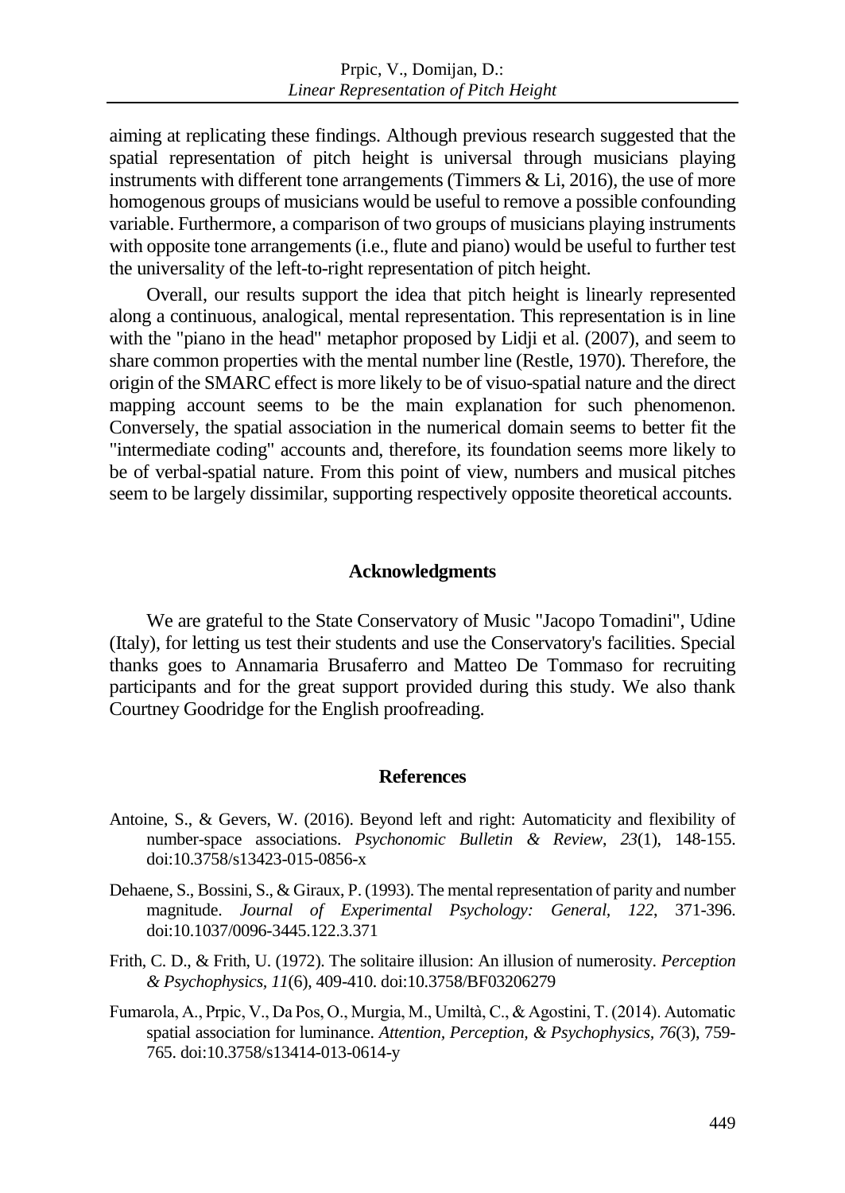aiming at replicating these findings. Although previous research suggested that the spatial representation of pitch height is universal through musicians playing instruments with different tone arrangements (Timmers & Li, 2016), the use of more homogenous groups of musicians would be useful to remove a possible confounding variable. Furthermore, a comparison of two groups of musicians playing instruments with opposite tone arrangements (i.e., flute and piano) would be useful to further test the universality of the left-to-right representation of pitch height.

Overall, our results support the idea that pitch height is linearly represented along a continuous, analogical, mental representation. This representation is in line with the "piano in the head" metaphor proposed by Lidji et al. (2007), and seem to share common properties with the mental number line (Restle, 1970). Therefore, the origin of the SMARC effect is more likely to be of visuo-spatial nature and the direct mapping account seems to be the main explanation for such phenomenon. Conversely, the spatial association in the numerical domain seems to better fit the "intermediate coding" accounts and, therefore, its foundation seems more likely to be of verbal-spatial nature. From this point of view, numbers and musical pitches seem to be largely dissimilar, supporting respectively opposite theoretical accounts.

## Acknowledgments

We are grateful to the State Conservatory of Music "Jacopo Tomadini", Udine (Italy), for letting us test their students and use the Conservatory's facilities. Special thanks goes to Annamaria Brusaferro and Matteo De Tommaso for recruiting participants and for the great support provided during this study. We also thank Courtney Goodridge for the English proofreading.

## References

Antoine, S., & Gevers, W. (2016). Beyond left and right: Automaticity and flexibility of number-space associations. *Psychonomic Bulletin & Review*, *23*(1), 148-155. doi:10.3758/s13423-015-0856-x

Dehaene, S., Bossini, S., & Giraux, P. (1993). The mental representation of parity and number magnitude. *Journal of Experimental Psychology: General*, *122*, 371-396. doi:10.1037/0096-3445.122.3.371

Frith, C. D., & Frith, U. (1972). The solitaire illusion: An illusion of numerosity. *Perception & Psychophysics, 11*(6), 409-410. doi:10.3758/BF03206279

Fumarola, A., Prpic, V., Da Pos, O., Murgia, M., Umiltà, C., & Agostini, T. (2014). Automatic spatial association for luminance. *Attention, Perception, & Psychophysics, 76*(3), 759-765. doi:10.3758/s13414-013-0614-y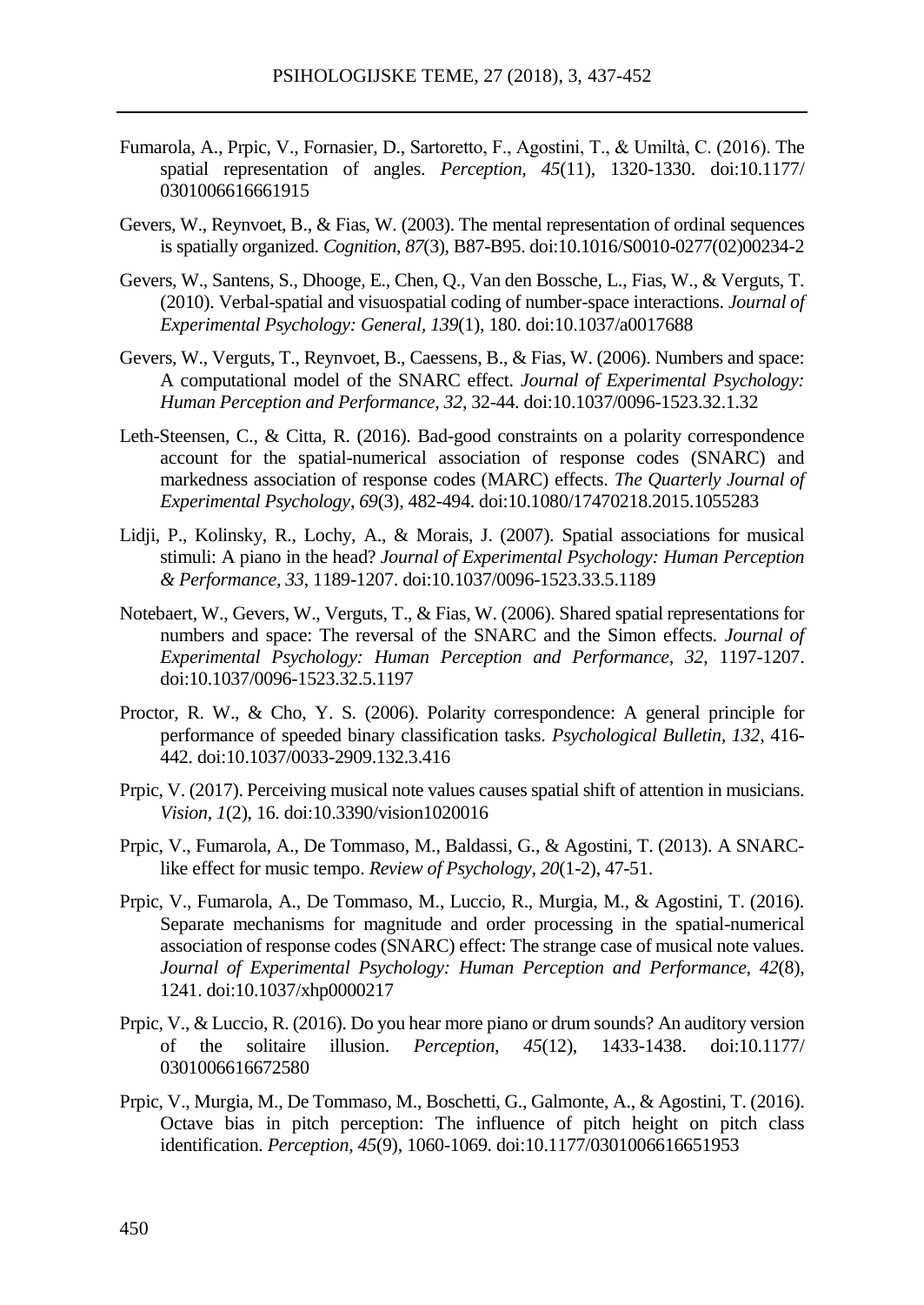Fumarola, A., Prpic, V., Fornasier, D., Sartoretto, F., Agostini, T., & Umiltà, C. (2016). The spatial representation of angles. *Perception, 45*(11), 1320-1330. doi:10.1177/0301006616661915

Gevers, W., Reynvoet, B., & Fias, W. (2003). The mental representation of ordinal sequences is spatially organized. *Cognition, 87*(3), B87-B95. doi:10.1016/S0010-0277(02)00234-2

Gevers, W., Santens, S., Dhooge, E., Chen, Q., Van den Bossche, L., Fias, W., & Verguts, T. (2010). Verbal-spatial and visuospatial coding of number-space interactions. *Journal of Experimental Psychology: General, 139*(1), 180. doi:10.1037/a0017688

Gevers, W., Verguts, T., Reynvoet, B., Caessens, B., & Fias, W. (2006). Numbers and space: A computational model of the SNARC effect. *Journal of Experimental Psychology: Human Perception and Performance, 32*, 32-44. doi:10.1037/0096-1523.32.1.32

Leth-Steensen, C., & Citta, R. (2016). Bad-good constraints on a polarity correspondence account for the spatial-numerical association of response codes (SNARC) and markedness association of response codes (MARC) effects. *The Quarterly Journal of Experimental Psychology, 69*(3), 482-494. doi:10.1080/17470218.2015.1055283

Lidji, P., Kolinsky, R., Lochy, A., & Morais, J. (2007). Spatial associations for musical stimuli: A piano in the head? *Journal of Experimental Psychology: Human Perception & Performance, 33*, 1189-1207. doi:10.1037/0096-1523.33.5.1189

Notebaert, W., Gevers, W., Verguts, T., & Fias, W. (2006). Shared spatial representations for numbers and space: The reversal of the SNARC and the Simon effects. *Journal of Experimental Psychology: Human Perception and Performance, 32*, 1197-1207. doi:10.1037/0096-1523.32.5.1197

Proctor, R. W., & Cho, Y. S. (2006). Polarity correspondence: A general principle for performance of speeded binary classification tasks. *Psychological Bulletin, 132*, 416-442. doi:10.1037/0033-2909.132.3.416

Prpic, V. (2017). Perceiving musical note values causes spatial shift of attention in musicians. *Vision, 1*(2), 16. doi:10.3390/vision1020016

Prpic, V., Fumarola, A., De Tommaso, M., Baldassi, G., & Agostini, T. (2013). A SNARC-like effect for music tempo. *Review of Psychology, 20*(1-2), 47-51.

Prpic, V., Fumarola, A., De Tommaso, M., Luccio, R., Murgia, M., & Agostini, T. (2016). Separate mechanisms for magnitude and order processing in the spatial-numerical association of response codes (SNARC) effect: The strange case of musical note values. *Journal of Experimental Psychology: Human Perception and Performance, 42*(8), 1241. doi:10.1037/xhp0000217

Prpic, V., & Luccio, R. (2016). Do you hear more piano or drum sounds? An auditory version of the solitaire illusion. *Perception, 45*(12), 1433-1438. doi:10.1177/0301006616672580

Prpic, V., Murgia, M., De Tommaso, M., Boschetti, G., Galmonte, A., & Agostini, T. (2016). Octave bias in pitch perception: The influence of pitch height on pitch class identification. *Perception, 45*(9), 1060-1069. doi:10.1177/0301006616651953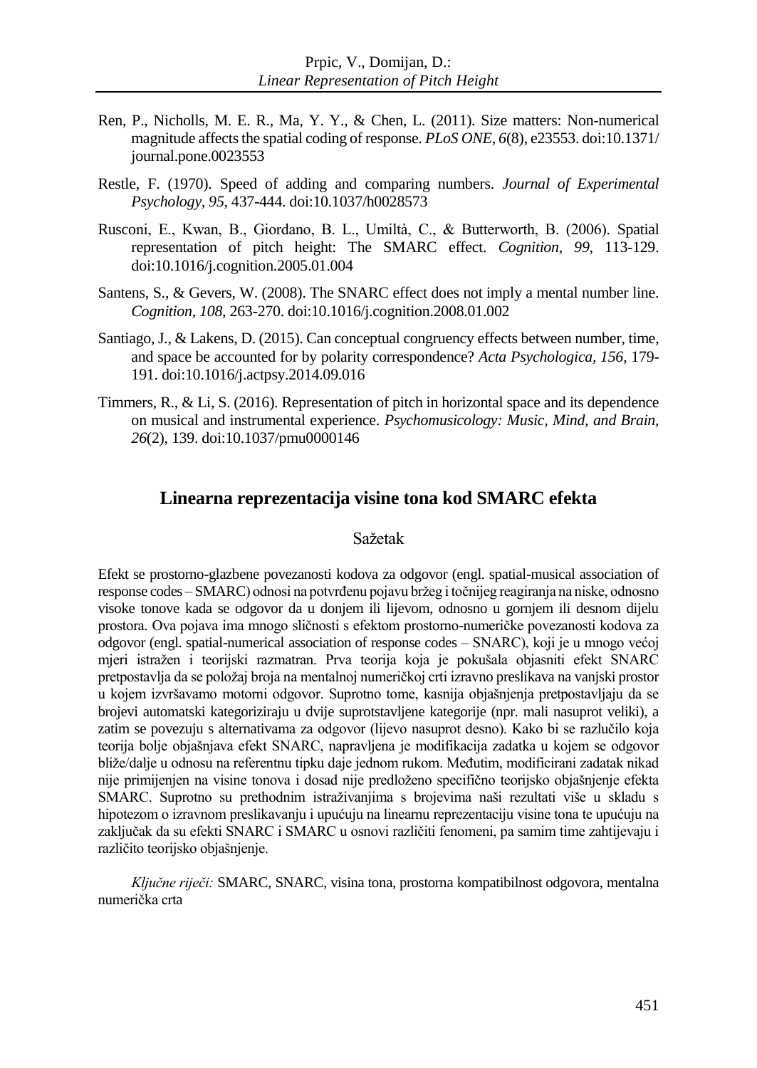Ren, P., Nicholls, M. E. R., Ma, Y. Y., & Chen, L. (2011). Size matters: Non-numerical magnitude affects the spatial coding of response. *PLoS ONE, 6*(8), e23553. doi:10.1371/journal.pone.0023553

Restle, F. (1970). Speed of adding and comparing numbers. *Journal of Experimental Psychology*, *95*, 437-444. doi:10.1037/h0028573

Rusconi, E., Kwan, B., Giordano, B. L., Umiltà, C., & Butterworth, B. (2006). Spatial representation of pitch height: The SMARC effect. *Cognition, 99*, 113-129. doi:10.1016/j.cognition.2005.01.004

Santens, S., & Gevers, W. (2008). The SNARC effect does not imply a mental number line. *Cognition, 108*, 263-270. doi:10.1016/j.cognition.2008.01.002

Santiago, J., & Lakens, D. (2015). Can conceptual congruency effects between number, time, and space be accounted for by polarity correspondence? *Acta Psychologica, 156*, 179-191. doi:10.1016/j.actpsy.2014.09.016

Timmers, R., & Li, S. (2016). Representation of pitch in horizontal space and its dependence on musical and instrumental experience. *Psychomusicology: Music, Mind, and Brain, 26*(2), 139. doi:10.1037/pmu0000146

## Linearna reprezentacija visine tona kod SMARC efekta

### Sažetak

Efekt se prostorno-glazbene povezanosti kodova za odgovor (engl. spatial-musical association of response codes – SMARC) odnosi na potvrđenu pojavu bržeg i točnijeg reagiranja na niske, odnosno visoke tonove kada se odgovor da u donjem ili lijevom, odnosno u gornjem ili desnom dijelu prostora. Ova pojava ima mnogo sličnosti s efektom prostorno-numeričke povezanosti kodova za odgovor (engl. spatial-numerical association of response codes – SNARC), koji je u mnogo većoj mjeri istražen i teorijski razmatran. Prva teorija koja je pokušala objasniti efekt SNARC pretpostavlja da se položaj broja na mentalnoj numeričkoj crti izravno preslikava na vanjski prostor u kojem izvršavamo motorni odgovor. Suprotno tome, kasnija objašnjenja pretpostavljaju da se brojevi automatski kategoriziraju u dvije suprotstavljene kategorije (npr. mali nasuprot veliki), a zatim se povezuju s alternativama za odgovor (lijevo nasuprot desno). Kako bi se razlučilo koja teorija bolje objašnjava efekt SNARC, napravljena je modifikacija zadatka u kojem se odgovor bliže/dalje u odnosu na referentnu tipku daje jednom rukom. Međutim, modificirani zadatak nikad nije primijenjen na visine tonova i dosad nije predloženo specifično teorijsko objašnjenje efekta SMARC. Suprotno su prethodnim istraživanjima s brojevima naši rezultati više u skladu s hipotezom o izravnom preslikavanju i upućuju na linearnu reprezentaciju visine tona te upućuju na zaključak da su efekti SNARC i SMARC u osnovi različiti fenomeni, pa samim time zahtijevaju i različito teorijsko objašnjenje.

*Ključne riječi:* SMARC, SNARC, visina tona, prostorna kompatibilnost odgovora, mentalna numerička crta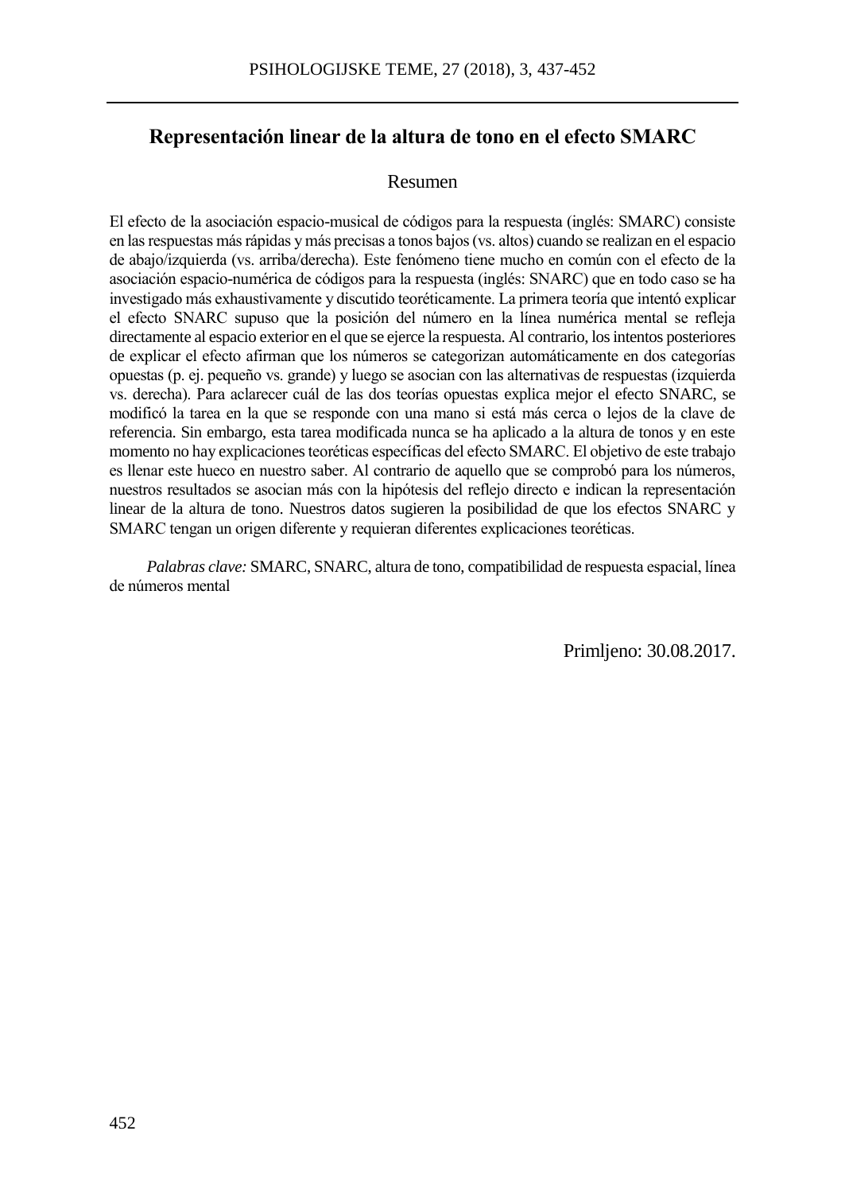## Representación linear de la altura de tono en el efecto SMARC

### Resumen

El efecto de la asociación espacio-musical de códigos para la respuesta (inglés: SMARC) consiste en las respuestas más rápidas y más precisas a tonos bajos (vs. altos) cuando se realizan en el espacio de abajo/izquierda (vs. arriba/derecha). Este fenómeno tiene mucho en común con el efecto de la asociación espacio-numérica de códigos para la respuesta (inglés: SNARC) que en todo caso se ha investigado más exhaustivamente y discutido teoréticamente. La primera teoría que intentó explicar el efecto SNARC supuso que la posición del número en la línea numérica mental se refleja directamente al espacio exterior en el que se ejerce la respuesta. Al contrario, los intentos posteriores de explicar el efecto afirman que los números se categorizan automáticamente en dos categorías opuestas (p. ej. pequeño vs. grande) y luego se asocian con las alternativas de respuestas (izquierda vs. derecha). Para aclarecer cuál de las dos teorías opuestas explica mejor el efecto SNARC, se modificó la tarea en la que se responde con una mano si está más cerca o lejos de la clave de referencia. Sin embargo, esta tarea modificada nunca se ha aplicado a la altura de tonos y en este momento no hay explicaciones teoréticas específicas del efecto SMARC. El objetivo de este trabajo es llenar este hueco en nuestro saber. Al contrario de aquello que se comprobó para los números, nuestros resultados se asocian más con la hipótesis del reflejo directo e indican la representación linear de la altura de tono. Nuestros datos sugieren la posibilidad de que los efectos SNARC y SMARC tengan un origen diferente y requieran diferentes explicaciones teoréticas.

*Palabras clave:* SMARC, SNARC, altura de tono, compatibilidad de respuesta espacial, línea de números mental

Primljeno: 30.08.2017.